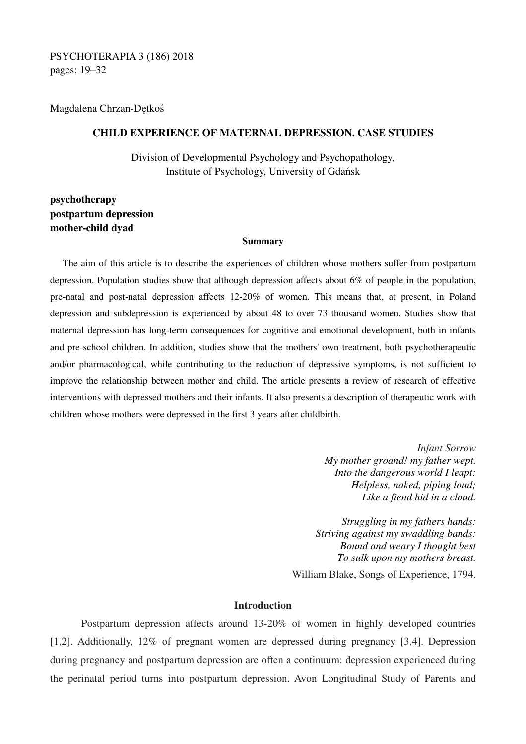PSYCHOTERAPIA 3 (186) 2018
pages: 19–32

Magdalena Chrzan-Dętkoś

# CHILD EXPERIENCE OF MATERNAL DEPRESSION. CASE STUDIES

Division of Developmental Psychology and Psychopathology,
Institute of Psychology, University of Gdańsk

**psychotherapy**
**postpartum depression**
**mother-child dyad**

**Summary**

The aim of this article is to describe the experiences of children whose mothers suffer from postpartum depression. Population studies show that although depression affects about 6% of people in the population, pre-natal and post-natal depression affects 12-20% of women. This means that, at present, in Poland depression and subdepression is experienced by about 48 to over 73 thousand women. Studies show that maternal depression has long-term consequences for cognitive and emotional development, both in infants and pre-school children. In addition, studies show that the mothers' own treatment, both psychotherapeutic and/or pharmacological, while contributing to the reduction of depressive symptoms, is not sufficient to improve the relationship between mother and child. The article presents a review of research of effective interventions with depressed mothers and their infants. It also presents a description of therapeutic work with children whose mothers were depressed in the first 3 years after childbirth.

*Infant Sorrow*
*My mother groand! my father wept.*
*Into the dangerous world I leapt:*
*Helpless, naked, piping loud;*
*Like a fiend hid in a cloud.*

*Struggling in my fathers hands:*
*Striving against my swaddling bands:*
*Bound and weary I thought best*
*To sulk upon my mothers breast.*

William Blake, Songs of Experience, 1794.

## Introduction

Postpartum depression affects around 13-20% of women in highly developed countries [1,2]. Additionally, 12% of pregnant women are depressed during pregnancy [3,4]. Depression during pregnancy and postpartum depression are often a continuum: depression experienced during the perinatal period turns into postpartum depression. Avon Longitudinal Study of Parents and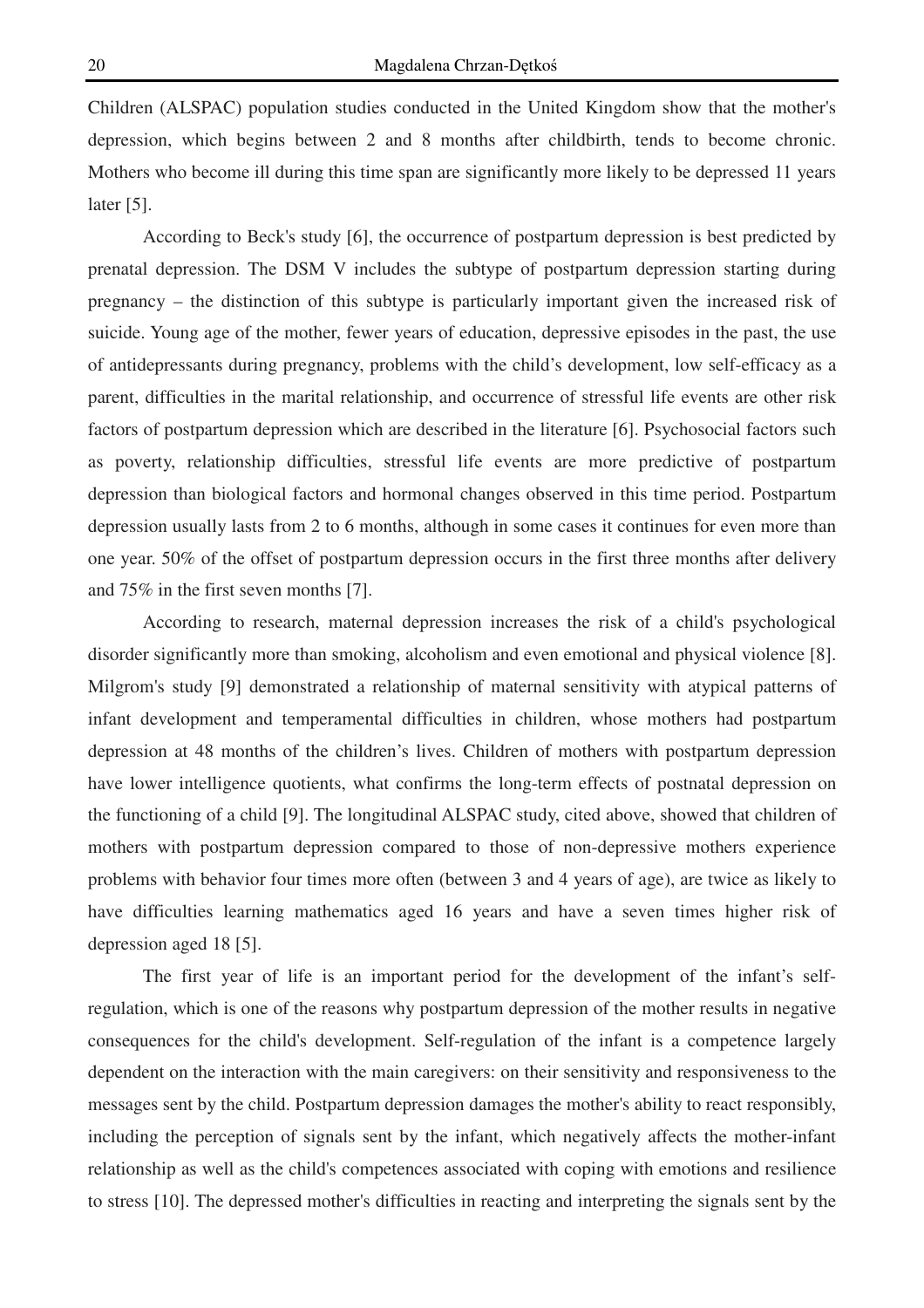Children (ALSPAC) population studies conducted in the United Kingdom show that the mother's depression, which begins between 2 and 8 months after childbirth, tends to become chronic. Mothers who become ill during this time span are significantly more likely to be depressed 11 years later [5].

According to Beck's study [6], the occurrence of postpartum depression is best predicted by prenatal depression. The DSM V includes the subtype of postpartum depression starting during pregnancy – the distinction of this subtype is particularly important given the increased risk of suicide. Young age of the mother, fewer years of education, depressive episodes in the past, the use of antidepressants during pregnancy, problems with the child's development, low self-efficacy as a parent, difficulties in the marital relationship, and occurrence of stressful life events are other risk factors of postpartum depression which are described in the literature [6]. Psychosocial factors such as poverty, relationship difficulties, stressful life events are more predictive of postpartum depression than biological factors and hormonal changes observed in this time period. Postpartum depression usually lasts from 2 to 6 months, although in some cases it continues for even more than one year. 50% of the offset of postpartum depression occurs in the first three months after delivery and 75% in the first seven months [7].

According to research, maternal depression increases the risk of a child's psychological disorder significantly more than smoking, alcoholism and even emotional and physical violence [8]. Milgrom's study [9] demonstrated a relationship of maternal sensitivity with atypical patterns of infant development and temperamental difficulties in children, whose mothers had postpartum depression at 48 months of the children's lives. Children of mothers with postpartum depression have lower intelligence quotients, what confirms the long-term effects of postnatal depression on the functioning of a child [9]. The longitudinal ALSPAC study, cited above, showed that children of mothers with postpartum depression compared to those of non-depressive mothers experience problems with behavior four times more often (between 3 and 4 years of age), are twice as likely to have difficulties learning mathematics aged 16 years and have a seven times higher risk of depression aged 18 [5].

The first year of life is an important period for the development of the infant's self-regulation, which is one of the reasons why postpartum depression of the mother results in negative consequences for the child's development. Self-regulation of the infant is a competence largely dependent on the interaction with the main caregivers: on their sensitivity and responsiveness to the messages sent by the child. Postpartum depression damages the mother's ability to react responsibly, including the perception of signals sent by the infant, which negatively affects the mother-infant relationship as well as the child's competences associated with coping with emotions and resilience to stress [10]. The depressed mother's difficulties in reacting and interpreting the signals sent by the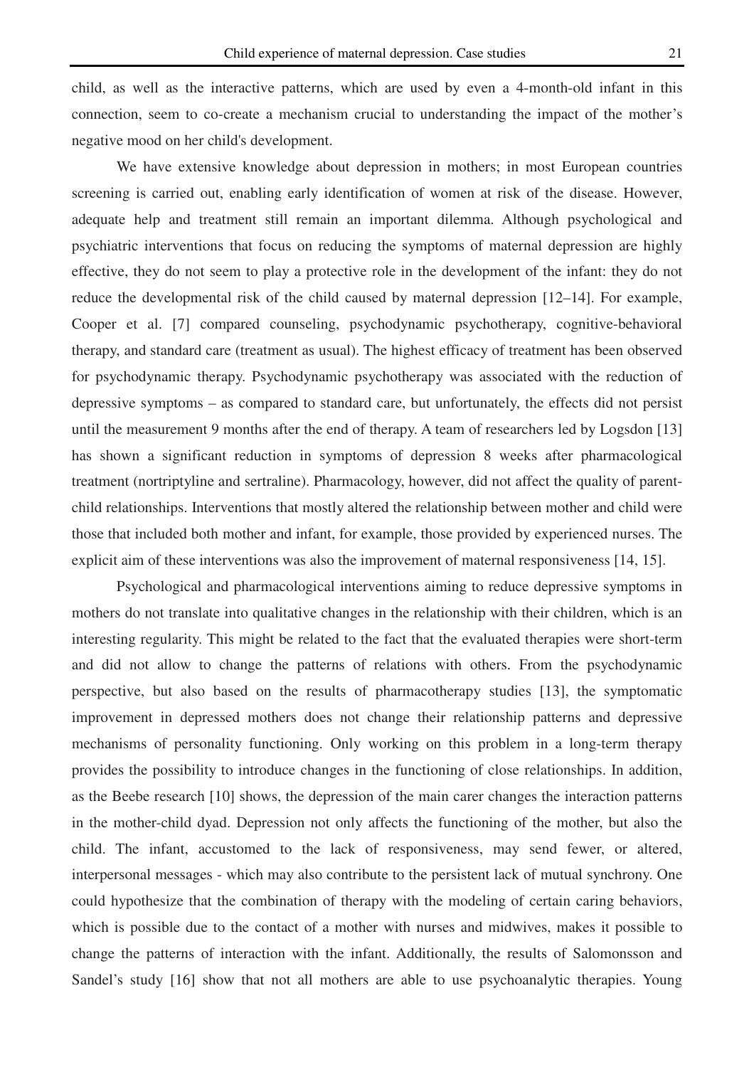child, as well as the interactive patterns, which are used by even a 4-month-old infant in this connection, seem to co-create a mechanism crucial to understanding the impact of the mother's negative mood on her child's development.

We have extensive knowledge about depression in mothers; in most European countries screening is carried out, enabling early identification of women at risk of the disease. However, adequate help and treatment still remain an important dilemma. Although psychological and psychiatric interventions that focus on reducing the symptoms of maternal depression are highly effective, they do not seem to play a protective role in the development of the infant: they do not reduce the developmental risk of the child caused by maternal depression [12–14]. For example, Cooper et al. [7] compared counseling, psychodynamic psychotherapy, cognitive-behavioral therapy, and standard care (treatment as usual). The highest efficacy of treatment has been observed for psychodynamic therapy. Psychodynamic psychotherapy was associated with the reduction of depressive symptoms – as compared to standard care, but unfortunately, the effects did not persist until the measurement 9 months after the end of therapy. A team of researchers led by Logsdon [13] has shown a significant reduction in symptoms of depression 8 weeks after pharmacological treatment (nortriptyline and sertraline). Pharmacology, however, did not affect the quality of parent-child relationships. Interventions that mostly altered the relationship between mother and child were those that included both mother and infant, for example, those provided by experienced nurses. The explicit aim of these interventions was also the improvement of maternal responsiveness [14, 15].

Psychological and pharmacological interventions aiming to reduce depressive symptoms in mothers do not translate into qualitative changes in the relationship with their children, which is an interesting regularity. This might be related to the fact that the evaluated therapies were short-term and did not allow to change the patterns of relations with others. From the psychodynamic perspective, but also based on the results of pharmacotherapy studies [13], the symptomatic improvement in depressed mothers does not change their relationship patterns and depressive mechanisms of personality functioning. Only working on this problem in a long-term therapy provides the possibility to introduce changes in the functioning of close relationships. In addition, as the Beebe research [10] shows, the depression of the main carer changes the interaction patterns in the mother-child dyad. Depression not only affects the functioning of the mother, but also the child. The infant, accustomed to the lack of responsiveness, may send fewer, or altered, interpersonal messages - which may also contribute to the persistent lack of mutual synchrony. One could hypothesize that the combination of therapy with the modeling of certain caring behaviors, which is possible due to the contact of a mother with nurses and midwives, makes it possible to change the patterns of interaction with the infant. Additionally, the results of Salomonsson and Sandel's study [16] show that not all mothers are able to use psychoanalytic therapies. Young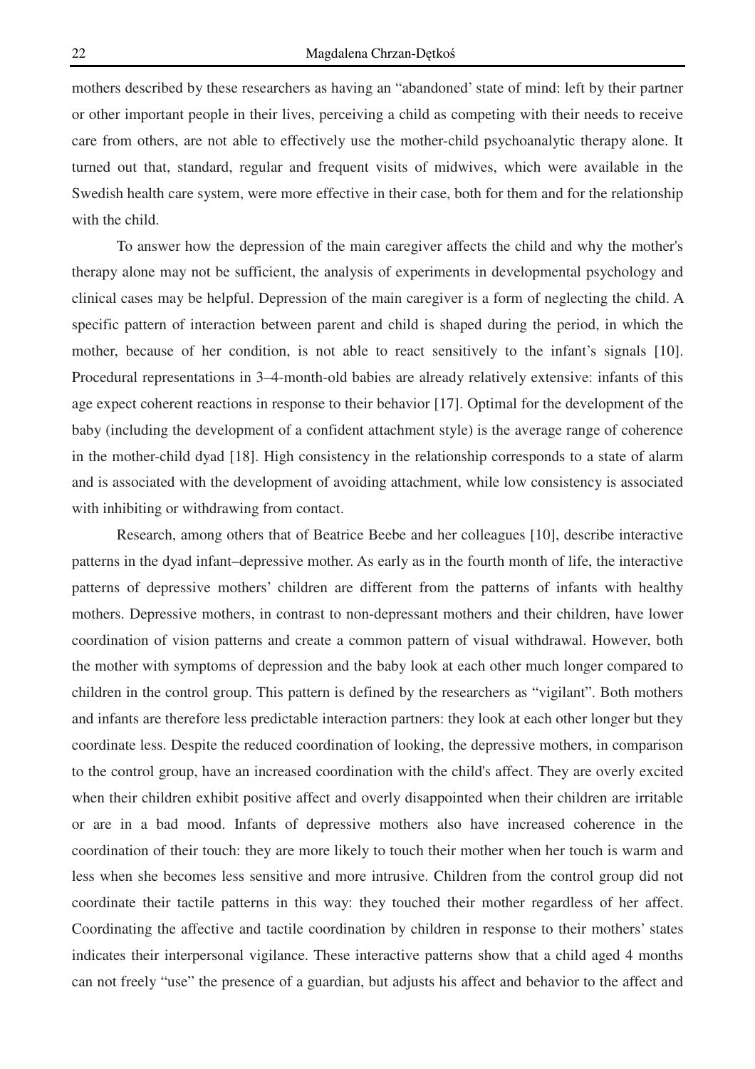mothers described by these researchers as having an "abandoned' state of mind: left by their partner or other important people in their lives, perceiving a child as competing with their needs to receive care from others, are not able to effectively use the mother-child psychoanalytic therapy alone. It turned out that, standard, regular and frequent visits of midwives, which were available in the Swedish health care system, were more effective in their case, both for them and for the relationship with the child.

To answer how the depression of the main caregiver affects the child and why the mother's therapy alone may not be sufficient, the analysis of experiments in developmental psychology and clinical cases may be helpful. Depression of the main caregiver is a form of neglecting the child. A specific pattern of interaction between parent and child is shaped during the period, in which the mother, because of her condition, is not able to react sensitively to the infant's signals [10]. Procedural representations in 3–4-month-old babies are already relatively extensive: infants of this age expect coherent reactions in response to their behavior [17]. Optimal for the development of the baby (including the development of a confident attachment style) is the average range of coherence in the mother-child dyad [18]. High consistency in the relationship corresponds to a state of alarm and is associated with the development of avoiding attachment, while low consistency is associated with inhibiting or withdrawing from contact.

Research, among others that of Beatrice Beebe and her colleagues [10], describe interactive patterns in the dyad infant–depressive mother. As early as in the fourth month of life, the interactive patterns of depressive mothers' children are different from the patterns of infants with healthy mothers. Depressive mothers, in contrast to non-depressant mothers and their children, have lower coordination of vision patterns and create a common pattern of visual withdrawal. However, both the mother with symptoms of depression and the baby look at each other much longer compared to children in the control group. This pattern is defined by the researchers as "vigilant". Both mothers and infants are therefore less predictable interaction partners: they look at each other longer but they coordinate less. Despite the reduced coordination of looking, the depressive mothers, in comparison to the control group, have an increased coordination with the child's affect. They are overly excited when their children exhibit positive affect and overly disappointed when their children are irritable or are in a bad mood. Infants of depressive mothers also have increased coherence in the coordination of their touch: they are more likely to touch their mother when her touch is warm and less when she becomes less sensitive and more intrusive. Children from the control group did not coordinate their tactile patterns in this way: they touched their mother regardless of her affect. Coordinating the affective and tactile coordination by children in response to their mothers' states indicates their interpersonal vigilance. These interactive patterns show that a child aged 4 months can not freely "use" the presence of a guardian, but adjusts his affect and behavior to the affect and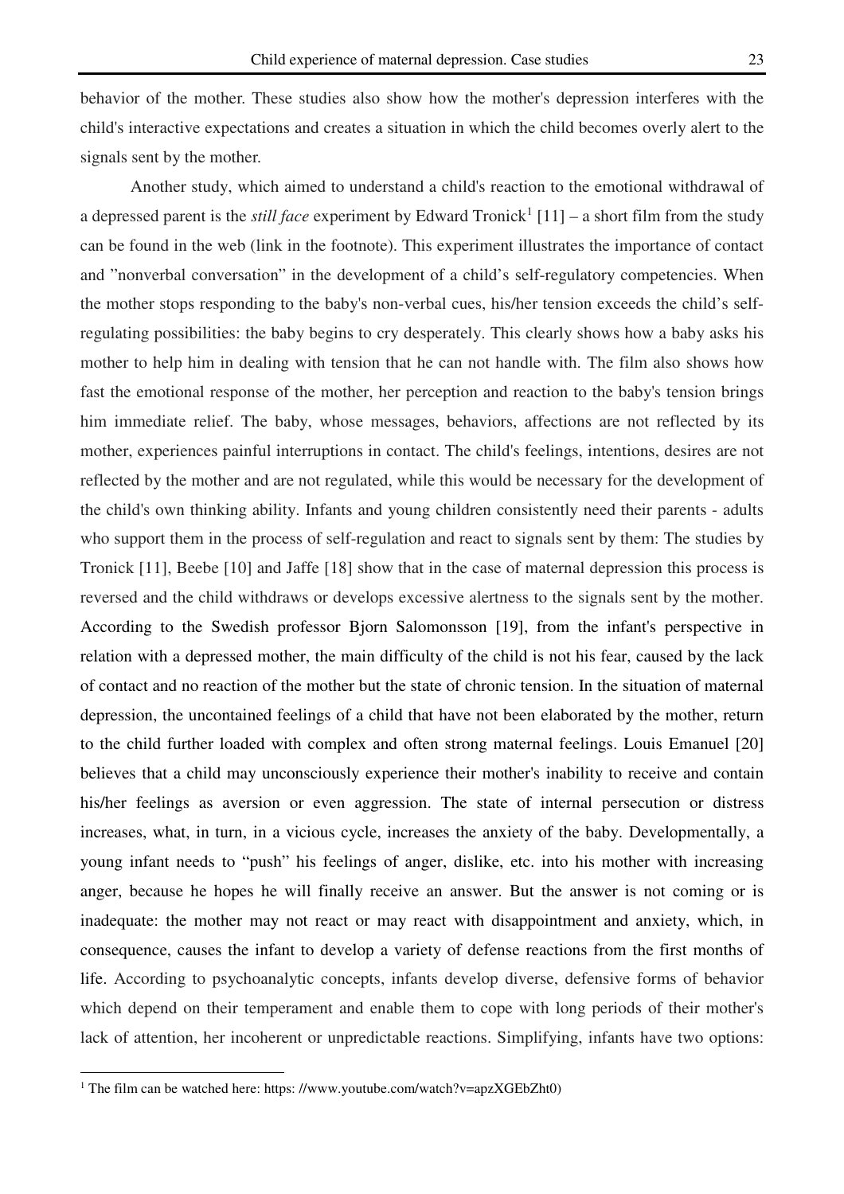behavior of the mother. These studies also show how the mother's depression interferes with the child's interactive expectations and creates a situation in which the child becomes overly alert to the signals sent by the mother.

Another study, which aimed to understand a child's reaction to the emotional withdrawal of a depressed parent is the *still face* experiment by Edward Tronick[1] [11] – a short film from the study can be found in the web (link in the footnote). This experiment illustrates the importance of contact and "nonverbal conversation" in the development of a child's self-regulatory competencies. When the mother stops responding to the baby's non-verbal cues, his/her tension exceeds the child's self-regulating possibilities: the baby begins to cry desperately. This clearly shows how a baby asks his mother to help him in dealing with tension that he can not handle with. The film also shows how fast the emotional response of the mother, her perception and reaction to the baby's tension brings him immediate relief. The baby, whose messages, behaviors, affections are not reflected by its mother, experiences painful interruptions in contact. The child's feelings, intentions, desires are not reflected by the mother and are not regulated, while this would be necessary for the development of the child's own thinking ability. Infants and young children consistently need their parents - adults who support them in the process of self-regulation and react to signals sent by them: The studies by Tronick [11], Beebe [10] and Jaffe [18] show that in the case of maternal depression this process is reversed and the child withdraws or develops excessive alertness to the signals sent by the mother. According to the Swedish professor Bjorn Salomonsson [19], from the infant's perspective in relation with a depressed mother, the main difficulty of the child is not his fear, caused by the lack of contact and no reaction of the mother but the state of chronic tension. In the situation of maternal depression, the uncontained feelings of a child that have not been elaborated by the mother, return to the child further loaded with complex and often strong maternal feelings. Louis Emanuel [20] believes that a child may unconsciously experience their mother's inability to receive and contain his/her feelings as aversion or even aggression. The state of internal persecution or distress increases, what, in turn, in a vicious cycle, increases the anxiety of the baby. Developmentally, a young infant needs to "push" his feelings of anger, dislike, etc. into his mother with increasing anger, because he hopes he will finally receive an answer. But the answer is not coming or is inadequate: the mother may not react or may react with disappointment and anxiety, which, in consequence, causes the infant to develop a variety of defense reactions from the first months of life. According to psychoanalytic concepts, infants develop diverse, defensive forms of behavior which depend on their temperament and enable them to cope with long periods of their mother's lack of attention, her incoherent or unpredictable reactions. Simplifying, infants have two options:

---

[1] The film can be watched here: https: //www.youtube.com/watch?v=apzXGEbZht0)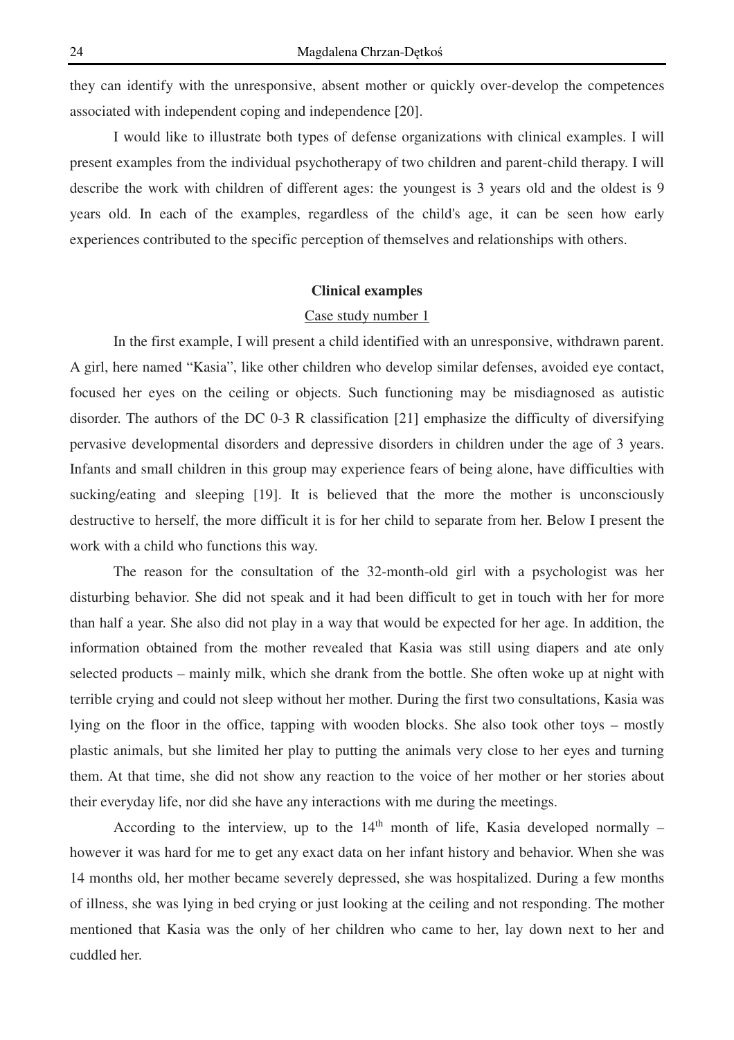they can identify with the unresponsive, absent mother or quickly over-develop the competences associated with independent coping and independence [20].

I would like to illustrate both types of defense organizations with clinical examples. I will present examples from the individual psychotherapy of two children and parent-child therapy. I will describe the work with children of different ages: the youngest is 3 years old and the oldest is 9 years old. In each of the examples, regardless of the child's age, it can be seen how early experiences contributed to the specific perception of themselves and relationships with others.

## Clinical examples

### Case study number 1

In the first example, I will present a child identified with an unresponsive, withdrawn parent. A girl, here named "Kasia", like other children who develop similar defenses, avoided eye contact, focused her eyes on the ceiling or objects. Such functioning may be misdiagnosed as autistic disorder. The authors of the DC 0-3 R classification [21] emphasize the difficulty of diversifying pervasive developmental disorders and depressive disorders in children under the age of 3 years. Infants and small children in this group may experience fears of being alone, have difficulties with sucking/eating and sleeping [19]. It is believed that the more the mother is unconsciously destructive to herself, the more difficult it is for her child to separate from her. Below I present the work with a child who functions this way.

The reason for the consultation of the 32-month-old girl with a psychologist was her disturbing behavior. She did not speak and it had been difficult to get in touch with her for more than half a year. She also did not play in a way that would be expected for her age. In addition, the information obtained from the mother revealed that Kasia was still using diapers and ate only selected products – mainly milk, which she drank from the bottle. She often woke up at night with terrible crying and could not sleep without her mother. During the first two consultations, Kasia was lying on the floor in the office, tapping with wooden blocks. She also took other toys – mostly plastic animals, but she limited her play to putting the animals very close to her eyes and turning them. At that time, she did not show any reaction to the voice of her mother or her stories about their everyday life, nor did she have any interactions with me during the meetings.

According to the interview, up to the 14th month of life, Kasia developed normally – however it was hard for me to get any exact data on her infant history and behavior. When she was 14 months old, her mother became severely depressed, she was hospitalized. During a few months of illness, she was lying in bed crying or just looking at the ceiling and not responding. The mother mentioned that Kasia was the only of her children who came to her, lay down next to her and cuddled her.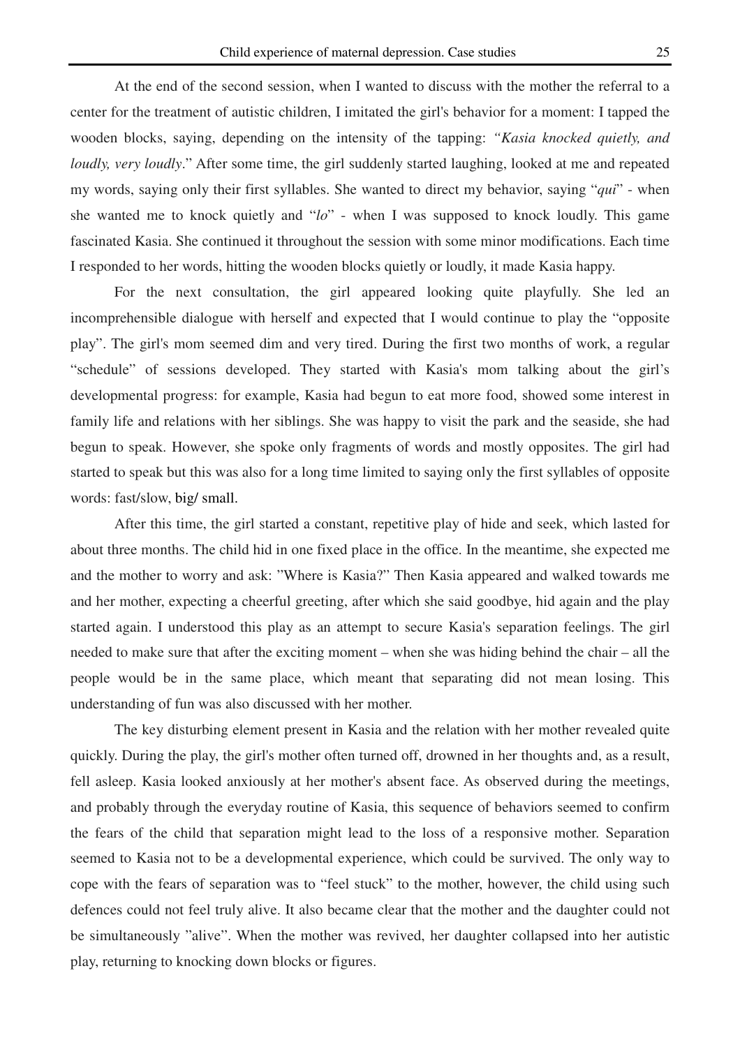At the end of the second session, when I wanted to discuss with the mother the referral to a center for the treatment of autistic children, I imitated the girl's behavior for a moment: I tapped the wooden blocks, saying, depending on the intensity of the tapping: *"Kasia knocked quietly, and loudly, very loudly*." After some time, the girl suddenly started laughing, looked at me and repeated my words, saying only their first syllables. She wanted to direct my behavior, saying "*qui*" - when she wanted me to knock quietly and "*lo*" - when I was supposed to knock loudly. This game fascinated Kasia. She continued it throughout the session with some minor modifications. Each time I responded to her words, hitting the wooden blocks quietly or loudly, it made Kasia happy.

For the next consultation, the girl appeared looking quite playfully. She led an incomprehensible dialogue with herself and expected that I would continue to play the "opposite play". The girl's mom seemed dim and very tired. During the first two months of work, a regular "schedule" of sessions developed. They started with Kasia's mom talking about the girl's developmental progress: for example, Kasia had begun to eat more food, showed some interest in family life and relations with her siblings. She was happy to visit the park and the seaside, she had begun to speak. However, she spoke only fragments of words and mostly opposites. The girl had started to speak but this was also for a long time limited to saying only the first syllables of opposite words: fast/slow, big/ small.

After this time, the girl started a constant, repetitive play of hide and seek, which lasted for about three months. The child hid in one fixed place in the office. In the meantime, she expected me and the mother to worry and ask: "Where is Kasia?" Then Kasia appeared and walked towards me and her mother, expecting a cheerful greeting, after which she said goodbye, hid again and the play started again. I understood this play as an attempt to secure Kasia's separation feelings. The girl needed to make sure that after the exciting moment – when she was hiding behind the chair – all the people would be in the same place, which meant that separating did not mean losing. This understanding of fun was also discussed with her mother.

The key disturbing element present in Kasia and the relation with her mother revealed quite quickly. During the play, the girl's mother often turned off, drowned in her thoughts and, as a result, fell asleep. Kasia looked anxiously at her mother's absent face. As observed during the meetings, and probably through the everyday routine of Kasia, this sequence of behaviors seemed to confirm the fears of the child that separation might lead to the loss of a responsive mother. Separation seemed to Kasia not to be a developmental experience, which could be survived. The only way to cope with the fears of separation was to "feel stuck" to the mother, however, the child using such defences could not feel truly alive. It also became clear that the mother and the daughter could not be simultaneously "alive". When the mother was revived, her daughter collapsed into her autistic play, returning to knocking down blocks or figures.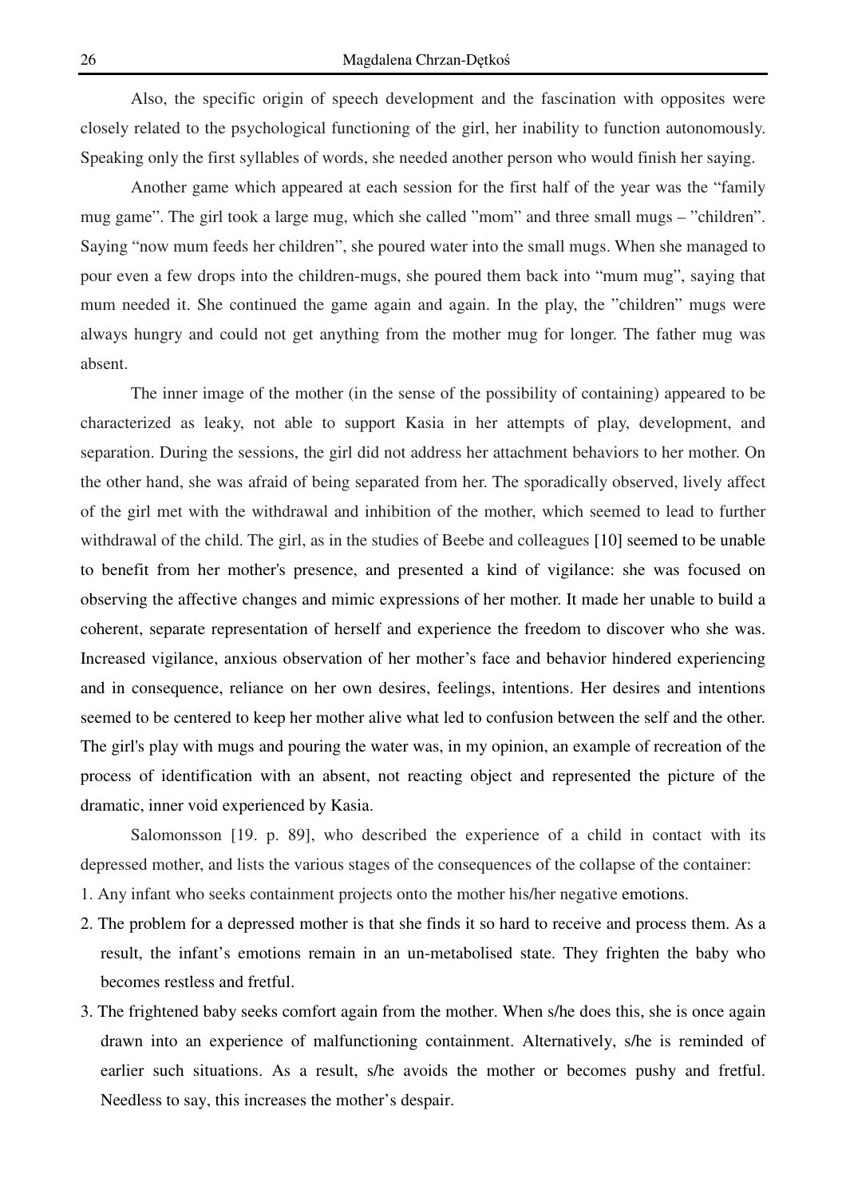Also, the specific origin of speech development and the fascination with opposites were closely related to the psychological functioning of the girl, her inability to function autonomously. Speaking only the first syllables of words, she needed another person who would finish her saying.

Another game which appeared at each session for the first half of the year was the "family mug game". The girl took a large mug, which she called "mom" and three small mugs – "children". Saying "now mum feeds her children", she poured water into the small mugs. When she managed to pour even a few drops into the children-mugs, she poured them back into "mum mug", saying that mum needed it. She continued the game again and again. In the play, the "children" mugs were always hungry and could not get anything from the mother mug for longer. The father mug was absent.

The inner image of the mother (in the sense of the possibility of containing) appeared to be characterized as leaky, not able to support Kasia in her attempts of play, development, and separation. During the sessions, the girl did not address her attachment behaviors to her mother. On the other hand, she was afraid of being separated from her. The sporadically observed, lively affect of the girl met with the withdrawal and inhibition of the mother, which seemed to lead to further withdrawal of the child. The girl, as in the studies of Beebe and colleagues [10] seemed to be unable to benefit from her mother's presence, and presented a kind of vigilance: she was focused on observing the affective changes and mimic expressions of her mother. It made her unable to build a coherent, separate representation of herself and experience the freedom to discover who she was. Increased vigilance, anxious observation of her mother's face and behavior hindered experiencing and in consequence, reliance on her own desires, feelings, intentions. Her desires and intentions seemed to be centered to keep her mother alive what led to confusion between the self and the other. The girl's play with mugs and pouring the water was, in my opinion, an example of recreation of the process of identification with an absent, not reacting object and represented the picture of the dramatic, inner void experienced by Kasia.

Salomonsson [19. p. 89], who described the experience of a child in contact with its depressed mother, and lists the various stages of the consequences of the collapse of the container:

1. Any infant who seeks containment projects onto the mother his/her negative emotions.
2. The problem for a depressed mother is that she finds it so hard to receive and process them. As a result, the infant's emotions remain in an un-metabolised state. They frighten the baby who becomes restless and fretful.
3. The frightened baby seeks comfort again from the mother. When s/he does this, she is once again drawn into an experience of malfunctioning containment. Alternatively, s/he is reminded of earlier such situations. As a result, s/he avoids the mother or becomes pushy and fretful. Needless to say, this increases the mother's despair.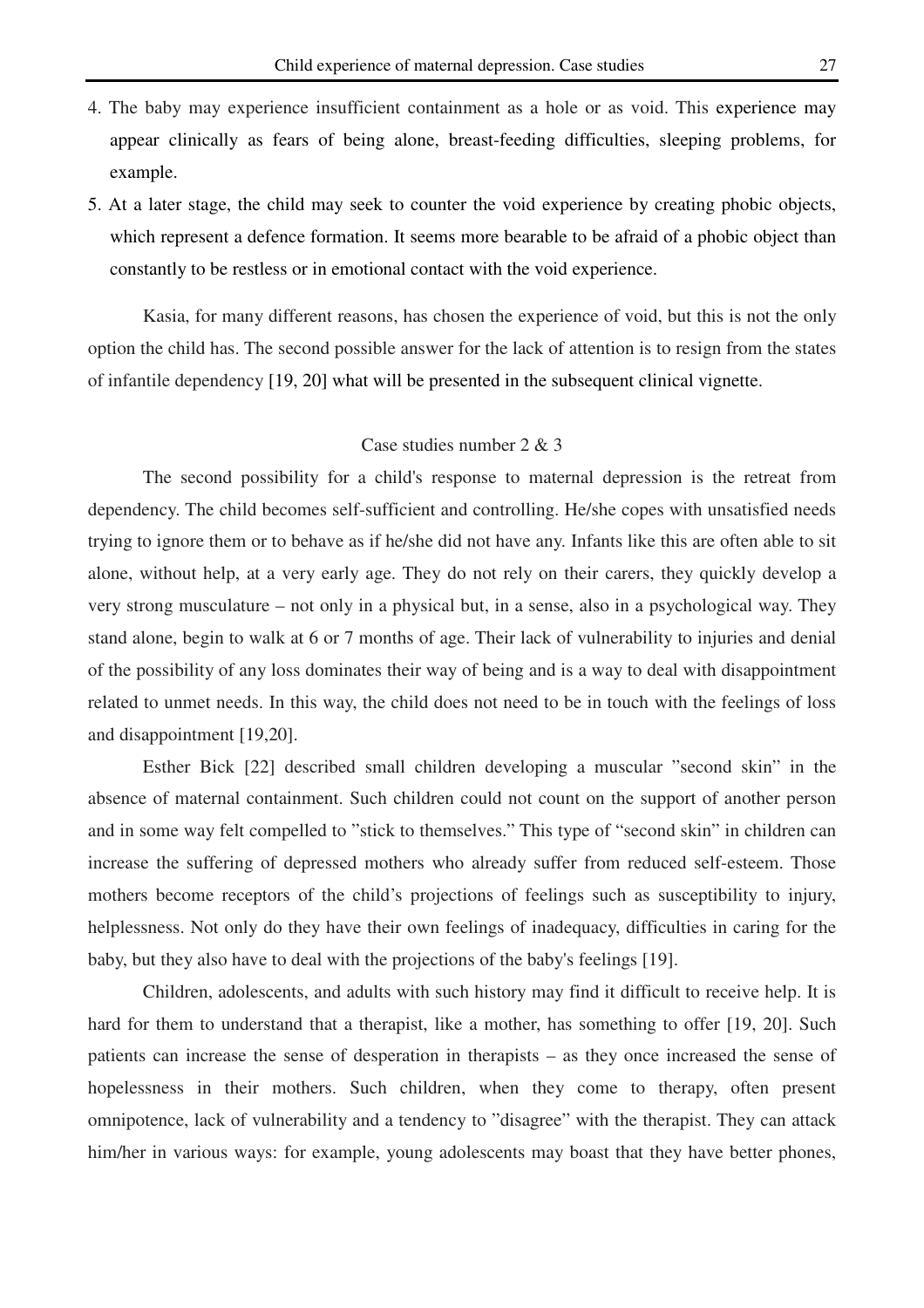4. The baby may experience insufficient containment as a hole or as void. This experience may appear clinically as fears of being alone, breast-feeding difficulties, sleeping problems, for example.
5. At a later stage, the child may seek to counter the void experience by creating phobic objects, which represent a defence formation. It seems more bearable to be afraid of a phobic object than constantly to be restless or in emotional contact with the void experience.

Kasia, for many different reasons, has chosen the experience of void, but this is not the only option the child has. The second possible answer for the lack of attention is to resign from the states of infantile dependency [19, 20] what will be presented in the subsequent clinical vignette.

## Case studies number 2 & 3

The second possibility for a child's response to maternal depression is the retreat from dependency. The child becomes self-sufficient and controlling. He/she copes with unsatisfied needs trying to ignore them or to behave as if he/she did not have any. Infants like this are often able to sit alone, without help, at a very early age. They do not rely on their carers, they quickly develop a very strong musculature – not only in a physical but, in a sense, also in a psychological way. They stand alone, begin to walk at 6 or 7 months of age. Their lack of vulnerability to injuries and denial of the possibility of any loss dominates their way of being and is a way to deal with disappointment related to unmet needs. In this way, the child does not need to be in touch with the feelings of loss and disappointment [19,20].

Esther Bick [22] described small children developing a muscular "second skin" in the absence of maternal containment. Such children could not count on the support of another person and in some way felt compelled to "stick to themselves." This type of "second skin" in children can increase the suffering of depressed mothers who already suffer from reduced self-esteem. Those mothers become receptors of the child's projections of feelings such as susceptibility to injury, helplessness. Not only do they have their own feelings of inadequacy, difficulties in caring for the baby, but they also have to deal with the projections of the baby's feelings [19].

Children, adolescents, and adults with such history may find it difficult to receive help. It is hard for them to understand that a therapist, like a mother, has something to offer [19, 20]. Such patients can increase the sense of desperation in therapists – as they once increased the sense of hopelessness in their mothers. Such children, when they come to therapy, often present omnipotence, lack of vulnerability and a tendency to "disagree" with the therapist. They can attack him/her in various ways: for example, young adolescents may boast that they have better phones,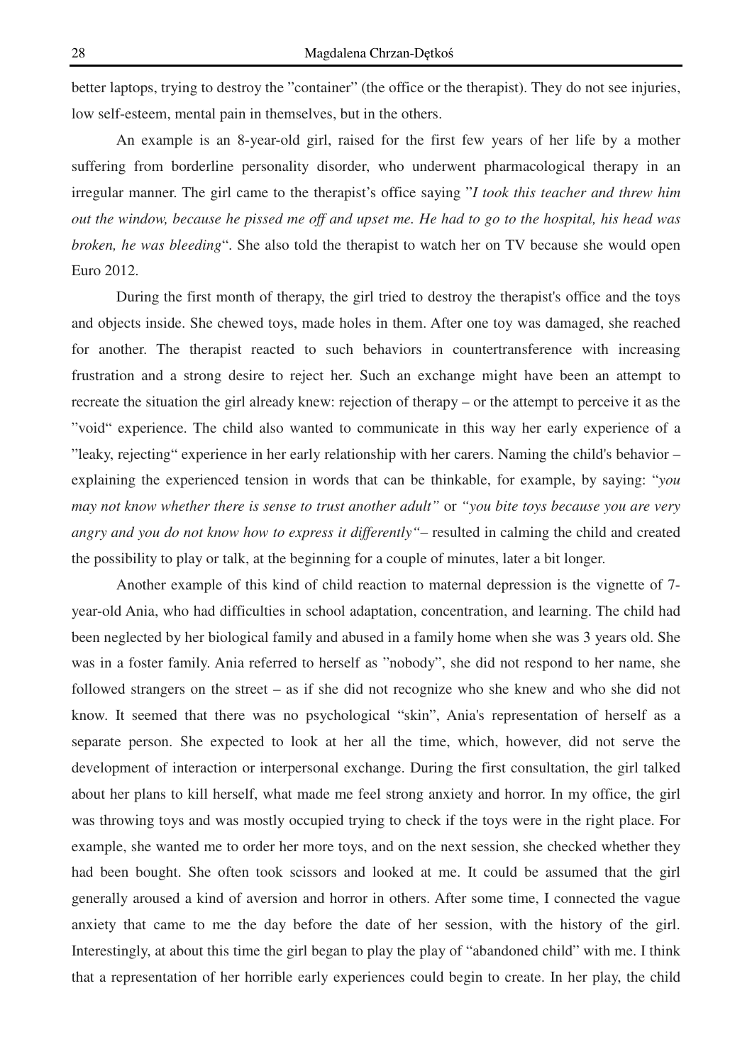better laptops, trying to destroy the "container" (the office or the therapist). They do not see injuries, low self-esteem, mental pain in themselves, but in the others.

An example is an 8-year-old girl, raised for the first few years of her life by a mother suffering from borderline personality disorder, who underwent pharmacological therapy in an irregular manner. The girl came to the therapist's office saying "*I took this teacher and threw him out the window, because he pissed me off and upset me. He had to go to the hospital, his head was broken, he was bleeding*". She also told the therapist to watch her on TV because she would open Euro 2012.

During the first month of therapy, the girl tried to destroy the therapist's office and the toys and objects inside. She chewed toys, made holes in them. After one toy was damaged, she reached for another. The therapist reacted to such behaviors in countertransference with increasing frustration and a strong desire to reject her. Such an exchange might have been an attempt to recreate the situation the girl already knew: rejection of therapy – or the attempt to perceive it as the "void" experience. The child also wanted to communicate in this way her early experience of a "leaky, rejecting" experience in her early relationship with her carers. Naming the child's behavior – explaining the experienced tension in words that can be thinkable, for example, by saying: "*you may not know whether there is sense to trust another adult*" or *"you bite toys because you are very angry and you do not know how to express it differently"*– resulted in calming the child and created the possibility to play or talk, at the beginning for a couple of minutes, later a bit longer.

Another example of this kind of child reaction to maternal depression is the vignette of 7-year-old Ania, who had difficulties in school adaptation, concentration, and learning. The child had been neglected by her biological family and abused in a family home when she was 3 years old. She was in a foster family. Ania referred to herself as "nobody", she did not respond to her name, she followed strangers on the street – as if she did not recognize who she knew and who she did not know. It seemed that there was no psychological "skin", Ania's representation of herself as a separate person. She expected to look at her all the time, which, however, did not serve the development of interaction or interpersonal exchange. During the first consultation, the girl talked about her plans to kill herself, what made me feel strong anxiety and horror. In my office, the girl was throwing toys and was mostly occupied trying to check if the toys were in the right place. For example, she wanted me to order her more toys, and on the next session, she checked whether they had been bought. She often took scissors and looked at me. It could be assumed that the girl generally aroused a kind of aversion and horror in others. After some time, I connected the vague anxiety that came to me the day before the date of her session, with the history of the girl. Interestingly, at about this time the girl began to play the play of "abandoned child" with me. I think that a representation of her horrible early experiences could begin to create. In her play, the child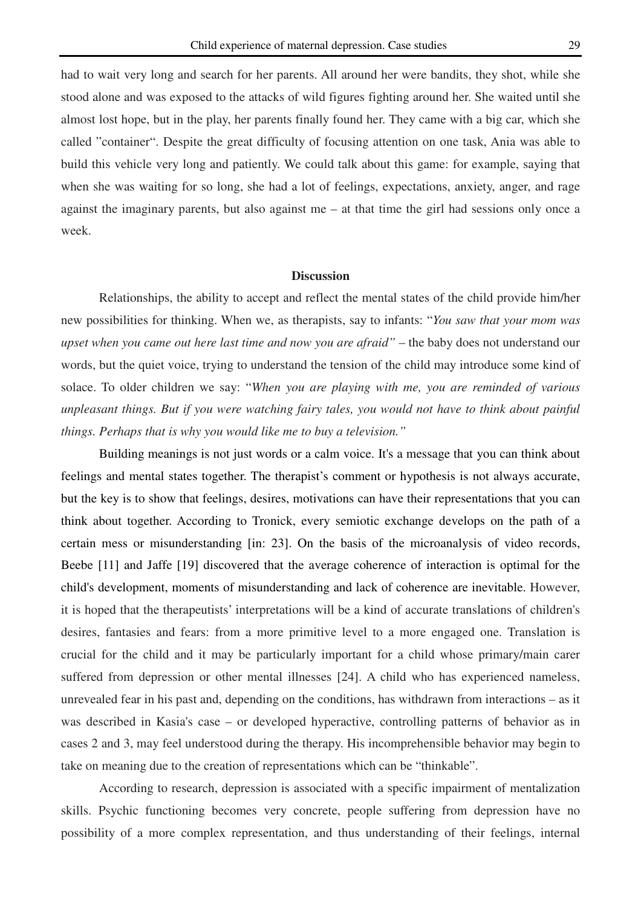had to wait very long and search for her parents. All around her were bandits, they shot, while she stood alone and was exposed to the attacks of wild figures fighting around her. She waited until she almost lost hope, but in the play, her parents finally found her. They came with a big car, which she called "container". Despite the great difficulty of focusing attention on one task, Ania was able to build this vehicle very long and patiently. We could talk about this game: for example, saying that when she was waiting for so long, she had a lot of feelings, expectations, anxiety, anger, and rage against the imaginary parents, but also against me – at that time the girl had sessions only once a week.

## Discussion

Relationships, the ability to accept and reflect the mental states of the child provide him/her new possibilities for thinking. When we, as therapists, say to infants: "*You saw that your mom was upset when you came out here last time and now you are afraid"* – the baby does not understand our words, but the quiet voice, trying to understand the tension of the child may introduce some kind of solace. To older children we say: "*When you are playing with me, you are reminded of various unpleasant things. But if you were watching fairy tales, you would not have to think about painful things. Perhaps that is why you would like me to buy a television."*

Building meanings is not just words or a calm voice. It's a message that you can think about feelings and mental states together. The therapist's comment or hypothesis is not always accurate, but the key is to show that feelings, desires, motivations can have their representations that you can think about together. According to Tronick, every semiotic exchange develops on the path of a certain mess or misunderstanding [in: 23]. On the basis of the microanalysis of video records, Beebe [11] and Jaffe [19] discovered that the average coherence of interaction is optimal for the child's development, moments of misunderstanding and lack of coherence are inevitable. However, it is hoped that the therapeutists' interpretations will be a kind of accurate translations of children's desires, fantasies and fears: from a more primitive level to a more engaged one. Translation is crucial for the child and it may be particularly important for a child whose primary/main carer suffered from depression or other mental illnesses [24]. A child who has experienced nameless, unrevealed fear in his past and, depending on the conditions, has withdrawn from interactions – as it was described in Kasia's case – or developed hyperactive, controlling patterns of behavior as in cases 2 and 3, may feel understood during the therapy. His incomprehensible behavior may begin to take on meaning due to the creation of representations which can be "thinkable".

According to research, depression is associated with a specific impairment of mentalization skills. Psychic functioning becomes very concrete, people suffering from depression have no possibility of a more complex representation, and thus understanding of their feelings, internal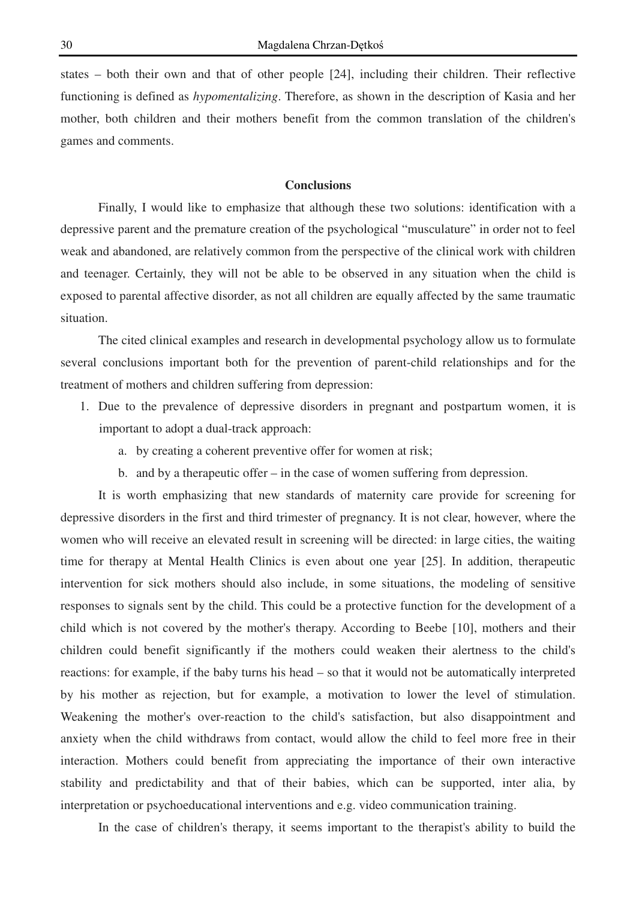states – both their own and that of other people [24], including their children. Their reflective functioning is defined as *hypomentalizing*. Therefore, as shown in the description of Kasia and her mother, both children and their mothers benefit from the common translation of the children's games and comments.

## Conclusions

Finally, I would like to emphasize that although these two solutions: identification with a depressive parent and the premature creation of the psychological "musculature" in order not to feel weak and abandoned, are relatively common from the perspective of the clinical work with children and teenager. Certainly, they will not be able to be observed in any situation when the child is exposed to parental affective disorder, as not all children are equally affected by the same traumatic situation.

The cited clinical examples and research in developmental psychology allow us to formulate several conclusions important both for the prevention of parent-child relationships and for the treatment of mothers and children suffering from depression:

1. Due to the prevalence of depressive disorders in pregnant and postpartum women, it is important to adopt a dual-track approach:
    a. by creating a coherent preventive offer for women at risk;
    b. and by a therapeutic offer – in the case of women suffering from depression.

It is worth emphasizing that new standards of maternity care provide for screening for depressive disorders in the first and third trimester of pregnancy. It is not clear, however, where the women who will receive an elevated result in screening will be directed: in large cities, the waiting time for therapy at Mental Health Clinics is even about one year [25]. In addition, therapeutic intervention for sick mothers should also include, in some situations, the modeling of sensitive responses to signals sent by the child. This could be a protective function for the development of a child which is not covered by the mother's therapy. According to Beebe [10], mothers and their children could benefit significantly if the mothers could weaken their alertness to the child's reactions: for example, if the baby turns his head – so that it would not be automatically interpreted by his mother as rejection, but for example, a motivation to lower the level of stimulation. Weakening the mother's over-reaction to the child's satisfaction, but also disappointment and anxiety when the child withdraws from contact, would allow the child to feel more free in their interaction. Mothers could benefit from appreciating the importance of their own interactive stability and predictability and that of their babies, which can be supported, inter alia, by interpretation or psychoeducational interventions and e.g. video communication training.

In the case of children's therapy, it seems important to the therapist's ability to build the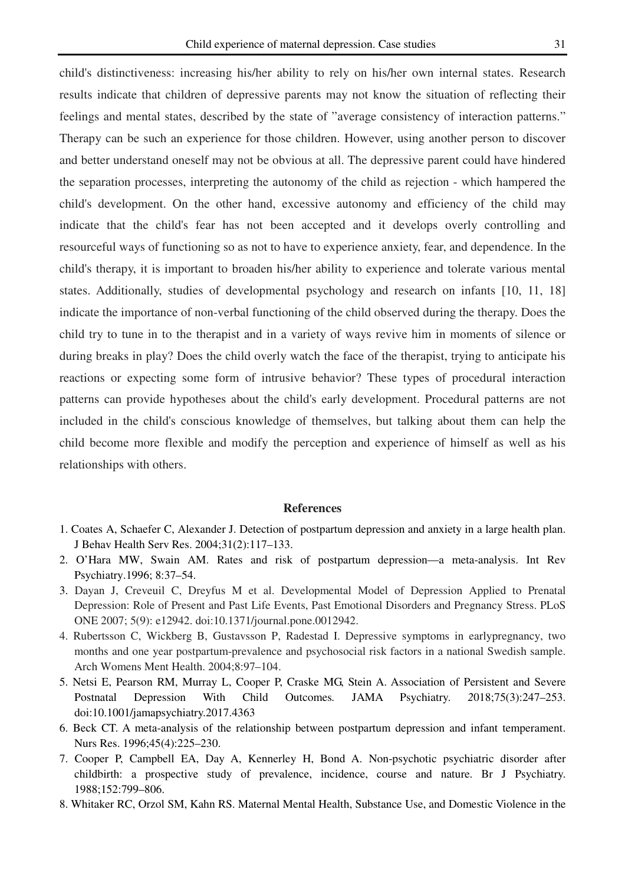child's distinctiveness: increasing his/her ability to rely on his/her own internal states. Research results indicate that children of depressive parents may not know the situation of reflecting their feelings and mental states, described by the state of "average consistency of interaction patterns." Therapy can be such an experience for those children. However, using another person to discover and better understand oneself may not be obvious at all. The depressive parent could have hindered the separation processes, interpreting the autonomy of the child as rejection - which hampered the child's development. On the other hand, excessive autonomy and efficiency of the child may indicate that the child's fear has not been accepted and it develops overly controlling and resourceful ways of functioning so as not to have to experience anxiety, fear, and dependence. In the child's therapy, it is important to broaden his/her ability to experience and tolerate various mental states. Additionally, studies of developmental psychology and research on infants [10, 11, 18] indicate the importance of non-verbal functioning of the child observed during the therapy. Does the child try to tune in to the therapist and in a variety of ways revive him in moments of silence or during breaks in play? Does the child overly watch the face of the therapist, trying to anticipate his reactions or expecting some form of intrusive behavior? These types of procedural interaction patterns can provide hypotheses about the child's early development. Procedural patterns are not included in the child's conscious knowledge of themselves, but talking about them can help the child become more flexible and modify the perception and experience of himself as well as his relationships with others.

## References

1. Coates A, Schaefer C, Alexander J. Detection of postpartum depression and anxiety in a large health plan. J Behav Health Serv Res. 2004;31(2):117–133.
2. O'Hara MW, Swain AM. Rates and risk of postpartum depression—a meta-analysis. Int Rev Psychiatry.1996; 8:37–54.
3. Dayan J, Creveuil C, Dreyfus M et al. Developmental Model of Depression Applied to Prenatal Depression: Role of Present and Past Life Events, Past Emotional Disorders and Pregnancy Stress. PLoS ONE 2007; 5(9): e12942. doi:10.1371/journal.pone.0012942.
4. Rubertsson C, Wickberg B, Gustavsson P, Radestad I. Depressive symptoms in earlypregnancy, two months and one year postpartum-prevalence and psychosocial risk factors in a national Swedish sample. Arch Womens Ment Health. 2004;8:97–104.
5. Netsi E, Pearson RM, Murray L, Cooper P, Craske MG, Stein A. Association of Persistent and Severe Postnatal Depression With Child Outcomes. JAMA Psychiatry. 2018;75(3):247–253. doi:10.1001/jamapsychiatry.2017.4363
6. Beck CT. A meta-analysis of the relationship between postpartum depression and infant temperament. Nurs Res. 1996;45(4):225–230.
7. Cooper P, Campbell EA, Day A, Kennerley H, Bond A. Non-psychotic psychiatric disorder after childbirth: a prospective study of prevalence, incidence, course and nature. Br J Psychiatry. 1988;152:799–806.
8. Whitaker RC, Orzol SM, Kahn RS. Maternal Mental Health, Substance Use, and Domestic Violence in the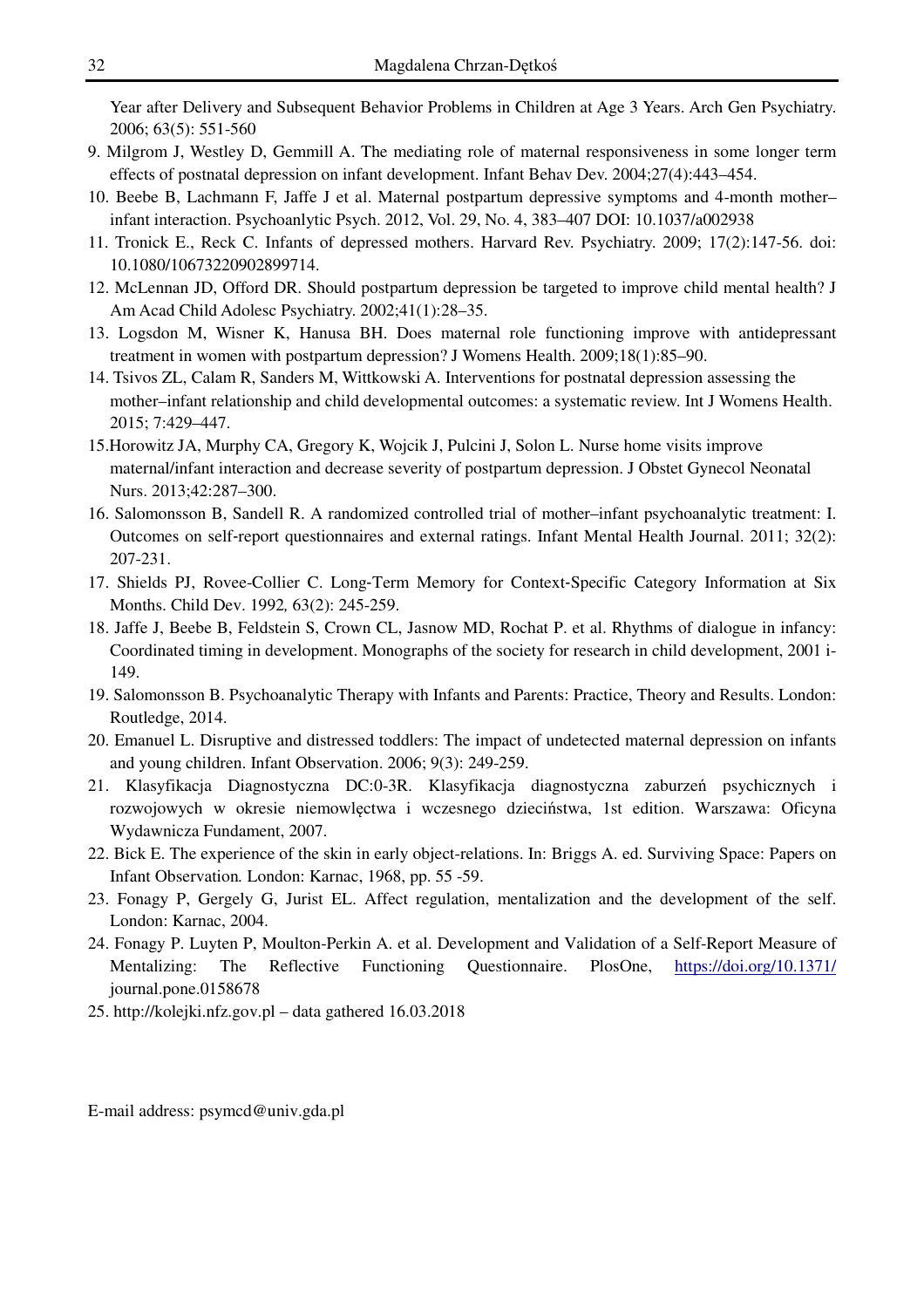Year after Delivery and Subsequent Behavior Problems in Children at Age 3 Years. Arch Gen Psychiatry. 2006; 63(5): 551-560

9. Milgrom J, Westley D, Gemmill A. The mediating role of maternal responsiveness in some longer term effects of postnatal depression on infant development. Infant Behav Dev. 2004;27(4):443–454.
10. Beebe B, Lachmann F, Jaffe J et al. Maternal postpartum depressive symptoms and 4-month mother–infant interaction. Psychoanlytic Psych. 2012, Vol. 29, No. 4, 383–407 DOI: 10.1037/a002938
11. Tronick E., Reck C. Infants of depressed mothers. Harvard Rev. Psychiatry. 2009; 17(2):147-56. doi: 10.1080/10673220902899714.
12. McLennan JD, Offord DR. Should postpartum depression be targeted to improve child mental health? J Am Acad Child Adolesc Psychiatry. 2002;41(1):28–35.
13. Logsdon M, Wisner K, Hanusa BH. Does maternal role functioning improve with antidepressant treatment in women with postpartum depression? J Womens Health. 2009;18(1):85–90.
14. Tsivos ZL, Calam R, Sanders M, Wittkowski A. Interventions for postnatal depression assessing the mother–infant relationship and child developmental outcomes: a systematic review. Int J Womens Health. 2015; 7:429–447.
15. Horowitz JA, Murphy CA, Gregory K, Wojcik J, Pulcini J, Solon L. Nurse home visits improve maternal/infant interaction and decrease severity of postpartum depression. J Obstet Gynecol Neonatal Nurs. 2013;42:287–300.
16. Salomonsson B, Sandell R. A randomized controlled trial of mother–infant psychoanalytic treatment: I. Outcomes on self-report questionnaires and external ratings. Infant Mental Health Journal. 2011; 32(2): 207-231.
17. Shields PJ, Rovee-Collier C. Long-Term Memory for Context-Specific Category Information at Six Months. Child Dev. 1992, 63(2): 245-259.
18. Jaffe J, Beebe B, Feldstein S, Crown CL, Jasnow MD, Rochat P. et al. Rhythms of dialogue in infancy: Coordinated timing in development. Monographs of the society for research in child development, 2001 i-149.
19. Salomonsson B. Psychoanalytic Therapy with Infants and Parents: Practice, Theory and Results. London: Routledge, 2014.
20. Emanuel L. Disruptive and distressed toddlers: The impact of undetected maternal depression on infants and young children. Infant Observation. 2006; 9(3): 249-259.
21. Klasyfikacja Diagnostyczna DC:0-3R. Klasyfikacja diagnostyczna zaburzeń psychicznych i rozwojowych w okresie niemowlęctwa i wczesnego dzieciństwa, 1st edition. Warszawa: Oficyna Wydawnicza Fundament, 2007.
22. Bick E. The experience of the skin in early object-relations. In: Briggs A. ed. Surviving Space: Papers on Infant Observation. London: Karnac, 1968, pp. 55 -59.
23. Fonagy P, Gergely G, Jurist EL. Affect regulation, mentalization and the development of the self. London: Karnac, 2004.
24. Fonagy P. Luyten P, Moulton-Perkin A. et al. Development and Validation of a Self-Report Measure of Mentalizing: The Reflective Functioning Questionnaire. PlosOne, https://doi.org/10.1371/journal.pone.0158678
25. http://kolejki.nfz.gov.pl – data gathered 16.03.2018

E-mail address: psymcd@univ.gda.pl